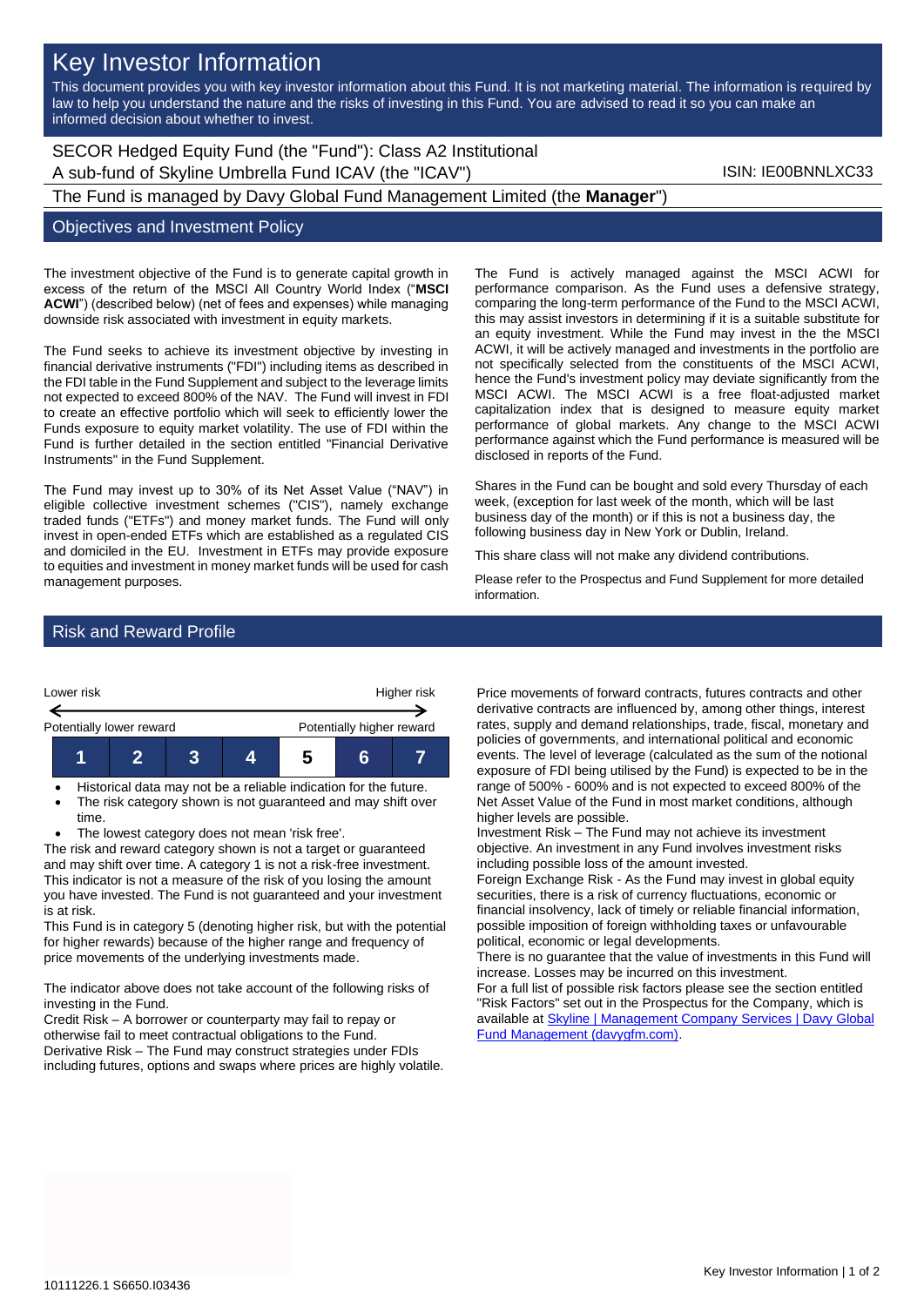# Key Investor Information

This document provides you with key investor information about this Fund. It is not marketing material. The information is required by law to help you understand the nature and the risks of investing in this Fund. You are advised to read it so you can make an informed decision about whether to invest.

SECOR Hedged Equity Fund (the "Fund"): Class A2 Institutional
A sub-fund of Skyline Umbrella Fund ICAV (the "ICAV")

ISIN: IE00BNNLXC33

The Fund is managed by Davy Global Fund Management Limited (the **Manager**")

## Objectives and Investment Policy

The investment objective of the Fund is to generate capital growth in excess of the return of the MSCI All Country World Index ("**MSCI ACWI**") (described below) (net of fees and expenses) while managing downside risk associated with investment in equity markets.

The Fund seeks to achieve its investment objective by investing in financial derivative instruments ("FDI") including items as described in the FDI table in the Fund Supplement and subject to the leverage limits not expected to exceed 800% of the NAV. The Fund will invest in FDI to create an effective portfolio which will seek to efficiently lower the Funds exposure to equity market volatility. The use of FDI within the Fund is further detailed in the section entitled "Financial Derivative Instruments" in the Fund Supplement.

The Fund may invest up to 30% of its Net Asset Value ("NAV") in eligible collective investment schemes ("CIS"), namely exchange traded funds ("ETFs") and money market funds. The Fund will only invest in open-ended ETFs which are established as a regulated CIS and domiciled in the EU. Investment in ETFs may provide exposure to equities and investment in money market funds will be used for cash management purposes.

The Fund is actively managed against the MSCI ACWI for performance comparison. As the Fund uses a defensive strategy, comparing the long-term performance of the Fund to the MSCI ACWI, this may assist investors in determining if it is a suitable substitute for an equity investment. While the Fund may invest in the the MSCI ACWI, it will be actively managed and investments in the portfolio are not specifically selected from the constituents of the MSCI ACWI, hence the Fund's investment policy may deviate significantly from the MSCI ACWI. The MSCI ACWI is a free float-adjusted market capitalization index that is designed to measure equity market performance of global markets. Any change to the MSCI ACWI performance against which the Fund performance is measured will be disclosed in reports of the Fund.

Shares in the Fund can be bought and sold every Thursday of each week, (exception for last week of the month, which will be last business day of the month) or if this is not a business day, the following business day in New York or Dublin, Ireland.

This share class will not make any dividend contributions.

Please refer to the Prospectus and Fund Supplement for more detailed information.

## Risk and Reward Profile

| Lower risk | | | | | | Higher risk |
|---|---|---|---|---|---|---|
| Potentially lower reward | | | | | | Potentially higher reward |
| 1 | 2 | 3 | 4 | **5** | 6 | 7 |

- Historical data may not be a reliable indication for the future.
- The risk category shown is not guaranteed and may shift over time.
- The lowest category does not mean 'risk free'.

The risk and reward category shown is not a target or guaranteed and may shift over time. A category 1 is not a risk-free investment. This indicator is not a measure of the risk of you losing the amount you have invested. The Fund is not guaranteed and your investment is at risk.

This Fund is in category 5 (denoting higher risk, but with the potential for higher rewards) because of the higher range and frequency of price movements of the underlying investments made.

The indicator above does not take account of the following risks of investing in the Fund.

Credit Risk – A borrower or counterparty may fail to repay or otherwise fail to meet contractual obligations to the Fund.

Derivative Risk – The Fund may construct strategies under FDIs including futures, options and swaps where prices are highly volatile. Price movements of forward contracts, futures contracts and other derivative contracts are influenced by, among other things, interest rates, supply and demand relationships, trade, fiscal, monetary and policies of governments, and international political and economic events. The level of leverage (calculated as the sum of the notional exposure of FDI being utilised by the Fund) is expected to be in the range of 500% - 600% and is not expected to exceed 800% of the Net Asset Value of the Fund in most market conditions, although higher levels are possible.

Investment Risk – The Fund may not achieve its investment objective. An investment in any Fund involves investment risks including possible loss of the amount invested.

Foreign Exchange Risk - As the Fund may invest in global equity securities, there is a risk of currency fluctuations, economic or financial insolvency, lack of timely or reliable financial information, possible imposition of foreign withholding taxes or unfavourable political, economic or legal developments.

There is no guarantee that the value of investments in this Fund will increase. Losses may be incurred on this investment.

For a full list of possible risk factors please see the section entitled "Risk Factors" set out in the Prospectus for the Company, which is available at [Skyline | Management Company Services | Davy Global Fund Management (davygfm.com)](davygfm.com).

10111226.1 S6650.I03436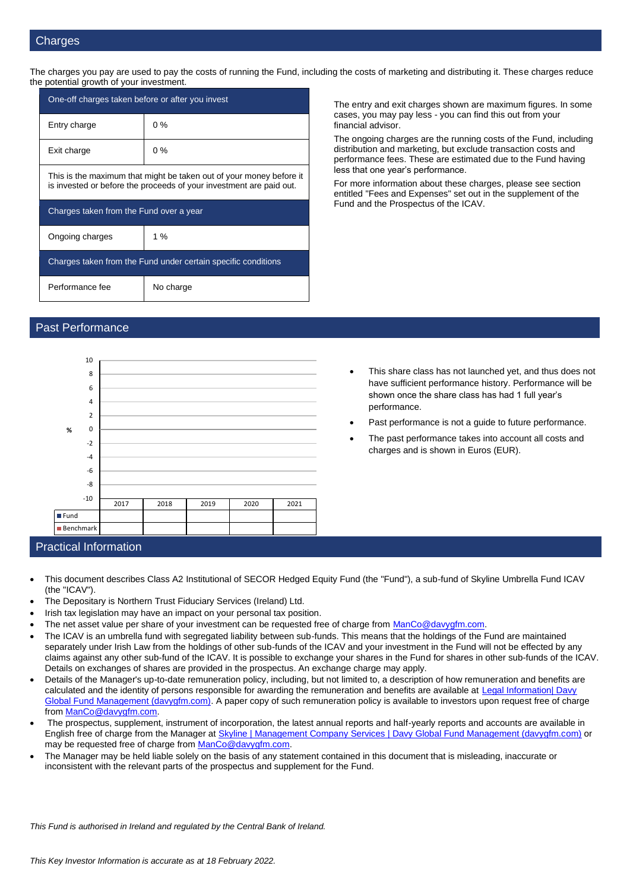## Charges

The charges you pay are used to pay the costs of running the Fund, including the costs of marketing and distributing it. These charges reduce the potential growth of your investment.

| One-off charges taken before or after you invest | |
|---|---|
| Entry charge | 0 % |
| Exit charge | 0 % |
| This is the maximum that might be taken out of your money before it is invested or before the proceeds of your investment are paid out. | |
| **Charges taken from the Fund over a year** | |
| Ongoing charges | 1 % |
| **Charges taken from the Fund under certain specific conditions** | |
| Performance fee | No charge |

The entry and exit charges shown are maximum figures. In some cases, you may pay less - you can find this out from your financial advisor.

The ongoing charges are the running costs of the Fund, including distribution and marketing, but exclude transaction costs and performance fees. These are estimated due to the Fund having less that one year's performance.

For more information about these charges, please see section entitled "Fees and Expenses" set out in the supplement of the Fund and the Prospectus of the ICAV.

## Past Performance

10
8
6
4
2
%
0
-2
-4
-6
-8
-10
2017
2018
2019
2020
2021
Fund
Benchmark

- This share class has not launched yet, and thus does not have sufficient performance history. Performance will be shown once the share class has had 1 full year's performance.
- Past performance is not a guide to future performance.
- The past performance takes into account all costs and charges and is shown in Euros (EUR).

## Practical Information

- This document describes Class A2 Institutional of SECOR Hedged Equity Fund (the "Fund"), a sub-fund of Skyline Umbrella Fund ICAV (the "ICAV").
- The Depositary is Northern Trust Fiduciary Services (Ireland) Ltd.
- Irish tax legislation may have an impact on your personal tax position.
- The net asset value per share of your investment can be requested free of charge from ManCo@davygfm.com.
- The ICAV is an umbrella fund with segregated liability between sub-funds. This means that the holdings of the Fund are maintained separately under Irish Law from the holdings of other sub-funds of the ICAV and your investment in the Fund will not be effected by any claims against any other sub-fund of the ICAV. It is possible to exchange your shares in the Fund for shares in other sub-funds of the ICAV. Details on exchanges of shares are provided in the prospectus. An exchange charge may apply.
- Details of the Manager's up-to-date remuneration policy, including, but not limited to, a description of how remuneration and benefits are calculated and the identity of persons responsible for awarding the remuneration and benefits are available at Legal Information| Davy Global Fund Management (davygfm.com). A paper copy of such remuneration policy is available to investors upon request free of charge from ManCo@davygfm.com.
- The prospectus, supplement, instrument of incorporation, the latest annual reports and half-yearly reports and accounts are available in English free of charge from the Manager at Skyline | Management Company Services | Davy Global Fund Management (davygfm.com) or may be requested free of charge from ManCo@davygfm.com.
- The Manager may be held liable solely on the basis of any statement contained in this document that is misleading, inaccurate or inconsistent with the relevant parts of the prospectus and supplement for the Fund.

*This Fund is authorised in Ireland and regulated by the Central Bank of Ireland.*

*This Key Investor Information is accurate as at 18 February 2022.*